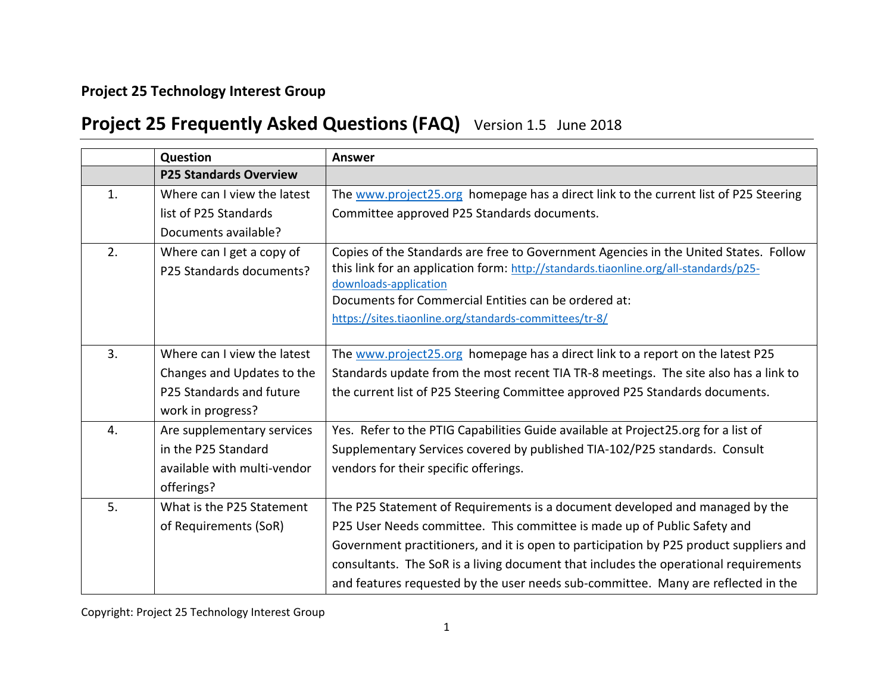**Project 25 Technology Interest Group**

# Project 25 Frequently Asked Questions (FAQ) Version 1.5 June 2018

| | Question | Answer |
|---|---|---|
| | **P25 Standards Overview** | |
| 1. | Where can I view the latest list of P25 Standards Documents available? | The www.project25.org homepage has a direct link to the current list of P25 Steering Committee approved P25 Standards documents. |
| 2. | Where can I get a copy of P25 Standards documents? | Copies of the Standards are free to Government Agencies in the United States. Follow this link for an application form: http://standards.tiaonline.org/all-standards/p25-downloads-application<br>Documents for Commercial Entities can be ordered at: https://sites.tiaonline.org/standards-committees/tr-8/ |
| 3. | Where can I view the latest Changes and Updates to the P25 Standards and future work in progress? | The www.project25.org homepage has a direct link to a report on the latest P25 Standards update from the most recent TIA TR-8 meetings. The site also has a link to the current list of P25 Steering Committee approved P25 Standards documents. |
| 4. | Are supplementary services in the P25 Standard available with multi-vendor offerings? | Yes. Refer to the PTIG Capabilities Guide available at Project25.org for a list of Supplementary Services covered by published TIA-102/P25 standards. Consult vendors for their specific offerings. |
| 5. | What is the P25 Statement of Requirements (SoR) | The P25 Statement of Requirements is a document developed and managed by the P25 User Needs committee. This committee is made up of Public Safety and Government practitioners, and it is open to participation by P25 product suppliers and consultants. The SoR is a living document that includes the operational requirements and features requested by the user needs sub-committee. Many are reflected in the |

Copyright: Project 25 Technology Interest Group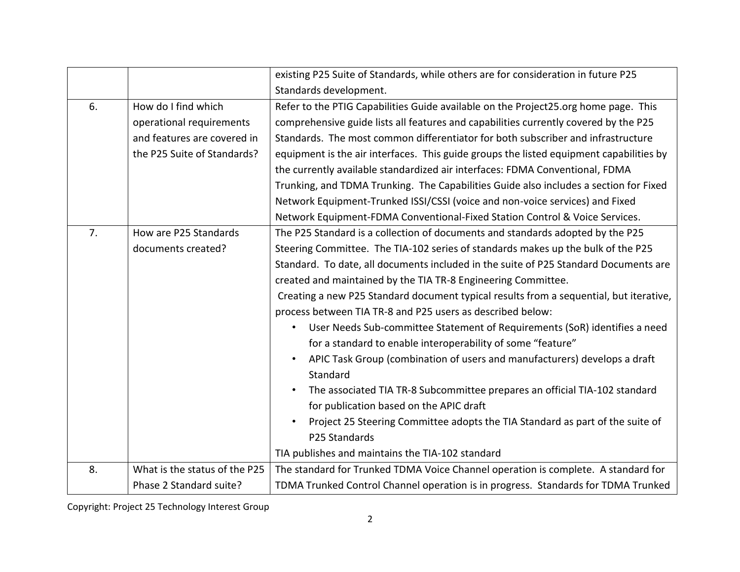| | | |
|---|---|---|
| | | existing P25 Suite of Standards, while others are for consideration in future P25 Standards development. |
| 6. | How do I find which operational requirements and features are covered in the P25 Suite of Standards? | Refer to the PTIG Capabilities Guide available on the Project25.org home page. This comprehensive guide lists all features and capabilities currently covered by the P25 Standards. The most common differentiator for both subscriber and infrastructure equipment is the air interfaces. This guide groups the listed equipment capabilities by the currently available standardized air interfaces: FDMA Conventional, FDMA Trunking, and TDMA Trunking. The Capabilities Guide also includes a section for Fixed Network Equipment-Trunked ISSI/CSSI (voice and non-voice services) and Fixed Network Equipment-FDMA Conventional-Fixed Station Control & Voice Services. |
| 7. | How are P25 Standards documents created? | The P25 Standard is a collection of documents and standards adopted by the P25 Steering Committee. The TIA-102 series of standards makes up the bulk of the P25 Standard. To date, all documents included in the suite of P25 Standard Documents are created and maintained by the TIA TR-8 Engineering Committee.<br>Creating a new P25 Standard document typical results from a sequential, but iterative, process between TIA TR-8 and P25 users as described below:<br>• User Needs Sub-committee Statement of Requirements (SoR) identifies a need for a standard to enable interoperability of some "feature"<br>• APIC Task Group (combination of users and manufacturers) develops a draft Standard<br>• The associated TIA TR-8 Subcommittee prepares an official TIA-102 standard for publication based on the APIC draft<br>• Project 25 Steering Committee adopts the TIA Standard as part of the suite of P25 Standards<br>TIA publishes and maintains the TIA-102 standard |
| 8. | What is the status of the P25 Phase 2 Standard suite? | The standard for Trunked TDMA Voice Channel operation is complete. A standard for TDMA Trunked Control Channel operation is in progress. Standards for TDMA Trunked |

Copyright: Project 25 Technology Interest Group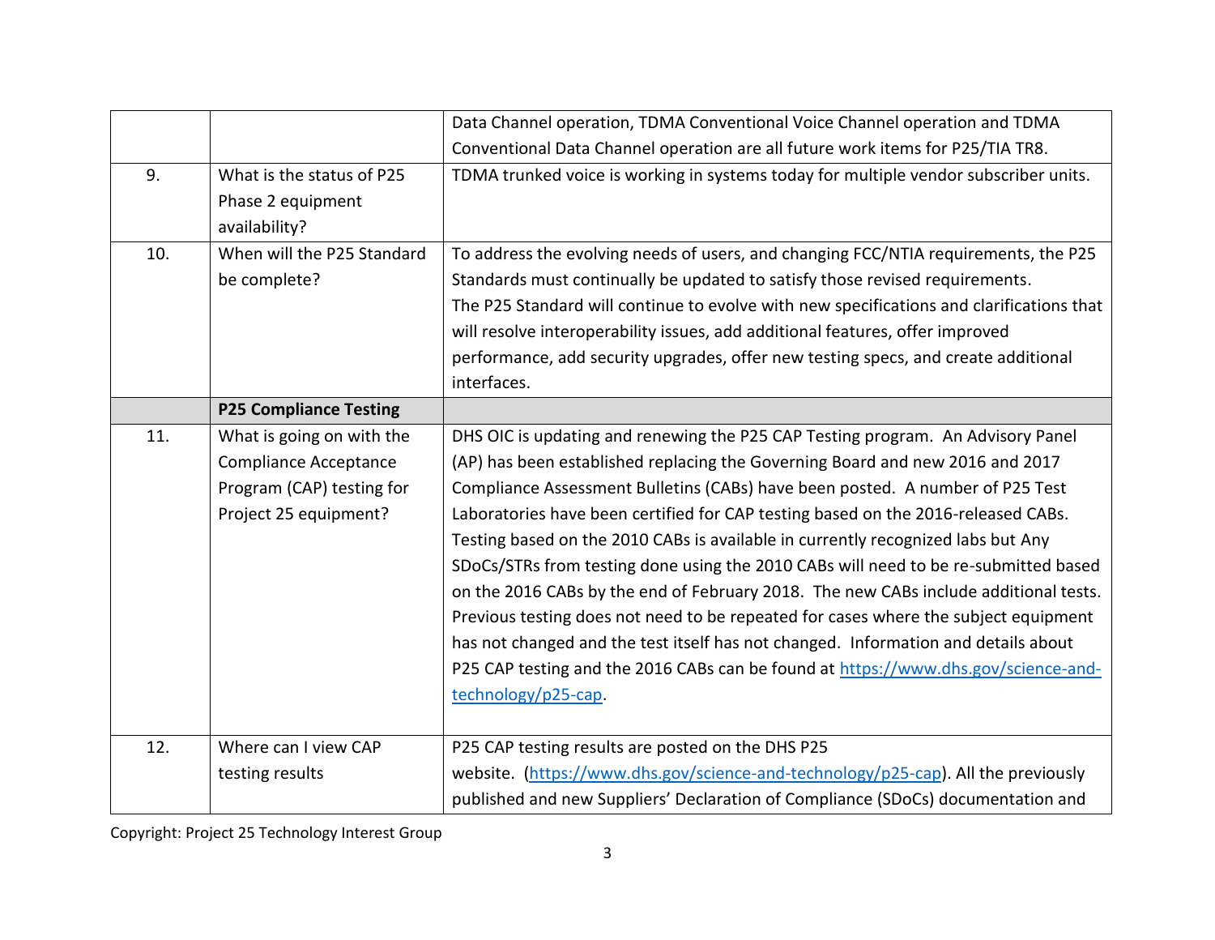|  |  |  |
|---|---|---|
|  |  | Data Channel operation, TDMA Conventional Voice Channel operation and TDMA Conventional Data Channel operation are all future work items for P25/TIA TR8. |
| 9. | What is the status of P25 Phase 2 equipment availability? | TDMA trunked voice is working in systems today for multiple vendor subscriber units. |
| 10. | When will the P25 Standard be complete? | To address the evolving needs of users, and changing FCC/NTIA requirements, the P25 Standards must continually be updated to satisfy those revised requirements.<br>The P25 Standard will continue to evolve with new specifications and clarifications that will resolve interoperability issues, add additional features, offer improved performance, add security upgrades, offer new testing specs, and create additional interfaces. |
|  | **P25 Compliance Testing** |  |
| 11. | What is going on with the Compliance Acceptance Program (CAP) testing for Project 25 equipment? | DHS OIC is updating and renewing the P25 CAP Testing program. An Advisory Panel (AP) has been established replacing the Governing Board and new 2016 and 2017 Compliance Assessment Bulletins (CABs) have been posted. A number of P25 Test Laboratories have been certified for CAP testing based on the 2016-released CABs. Testing based on the 2010 CABs is available in currently recognized labs but Any SDoCs/STRs from testing done using the 2010 CABs will need to be re-submitted based on the 2016 CABs by the end of February 2018. The new CABs include additional tests. Previous testing does not need to be repeated for cases where the subject equipment has not changed and the test itself has not changed. Information and details about P25 CAP testing and the 2016 CABs can be found at https://www.dhs.gov/science-and-technology/p25-cap. |
| 12. | Where can I view CAP testing results | P25 CAP testing results are posted on the DHS P25 website. (https://www.dhs.gov/science-and-technology/p25-cap). All the previously published and new Suppliers' Declaration of Compliance (SDoCs) documentation and |

Copyright: Project 25 Technology Interest Group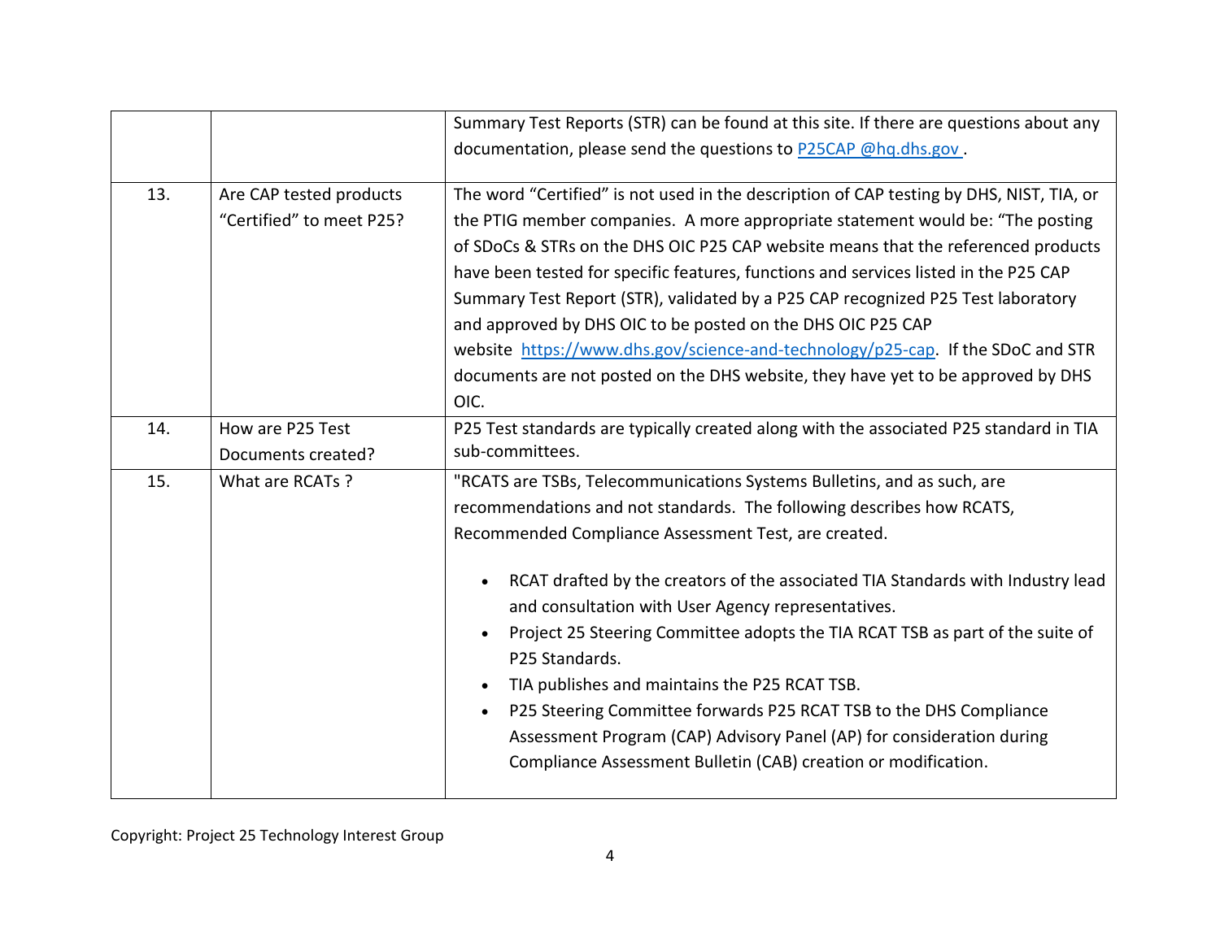| | | |
|---|---|---|
| | | Summary Test Reports (STR) can be found at this site. If there are questions about any documentation, please send the questions to P25CAP @hq.dhs.gov . |
| 13. | Are CAP tested products “Certified” to meet P25? | The word “Certified” is not used in the description of CAP testing by DHS, NIST, TIA, or the PTIG member companies. A more appropriate statement would be: “The posting of SDoCs & STRs on the DHS OIC P25 CAP website means that the referenced products have been tested for specific features, functions and services listed in the P25 CAP Summary Test Report (STR), validated by a P25 CAP recognized P25 Test laboratory and approved by DHS OIC to be posted on the DHS OIC P25 CAP website https://www.dhs.gov/science-and-technology/p25-cap. If the SDoC and STR documents are not posted on the DHS website, they have yet to be approved by DHS OIC. |
| 14. | How are P25 Test Documents created? | P25 Test standards are typically created along with the associated P25 standard in TIA sub-committees. |
| 15. | What are RCATs ? | "RCATS are TSBs, Telecommunications Systems Bulletins, and as such, are recommendations and not standards. The following describes how RCATS, Recommended Compliance Assessment Test, are created.<br><br>• RCAT drafted by the creators of the associated TIA Standards with Industry lead and consultation with User Agency representatives.<br>• Project 25 Steering Committee adopts the TIA RCAT TSB as part of the suite of P25 Standards.<br>• TIA publishes and maintains the P25 RCAT TSB.<br>• P25 Steering Committee forwards P25 RCAT TSB to the DHS Compliance Assessment Program (CAP) Advisory Panel (AP) for consideration during Compliance Assessment Bulletin (CAB) creation or modification. |

Copyright: Project 25 Technology Interest Group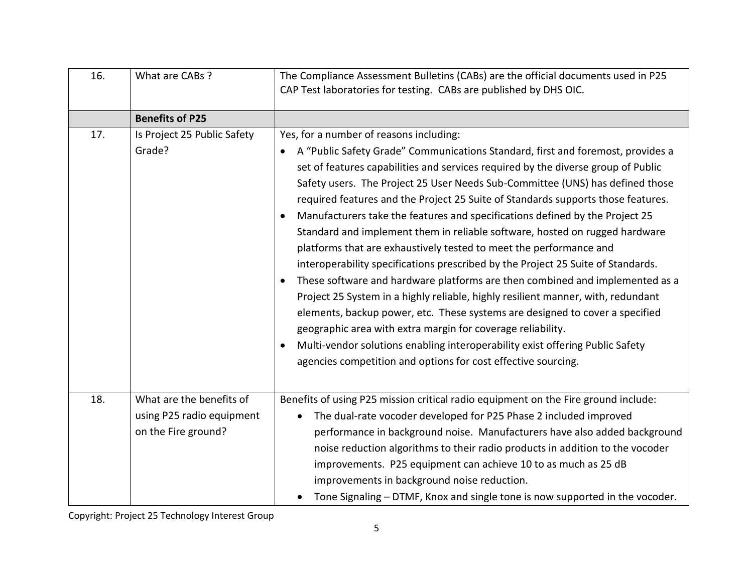| | | |
|---|---|---|
| 16. | What are CABs ? | The Compliance Assessment Bulletins (CABs) are the official documents used in P25 CAP Test laboratories for testing. CABs are published by DHS OIC. |
| | **Benefits of P25** | |
| 17. | Is Project 25 Public Safety Grade? | Yes, for a number of reasons including:<br>• A "Public Safety Grade" Communications Standard, first and foremost, provides a set of features capabilities and services required by the diverse group of Public Safety users. The Project 25 User Needs Sub-Committee (UNS) has defined those required features and the Project 25 Suite of Standards supports those features.<br>• Manufacturers take the features and specifications defined by the Project 25 Standard and implement them in reliable software, hosted on rugged hardware platforms that are exhaustively tested to meet the performance and interoperability specifications prescribed by the Project 25 Suite of Standards.<br>• These software and hardware platforms are then combined and implemented as a Project 25 System in a highly reliable, highly resilient manner, with, redundant elements, backup power, etc. These systems are designed to cover a specified geographic area with extra margin for coverage reliability.<br>• Multi-vendor solutions enabling interoperability exist offering Public Safety agencies competition and options for cost effective sourcing. |
| 18. | What are the benefits of using P25 radio equipment on the Fire ground? | Benefits of using P25 mission critical radio equipment on the Fire ground include:<br>• The dual-rate vocoder developed for P25 Phase 2 included improved performance in background noise. Manufacturers have also added background noise reduction algorithms to their radio products in addition to the vocoder improvements. P25 equipment can achieve 10 to as much as 25 dB improvements in background noise reduction.<br>• Tone Signaling – DTMF, Knox and single tone is now supported in the vocoder. |

Copyright: Project 25 Technology Interest Group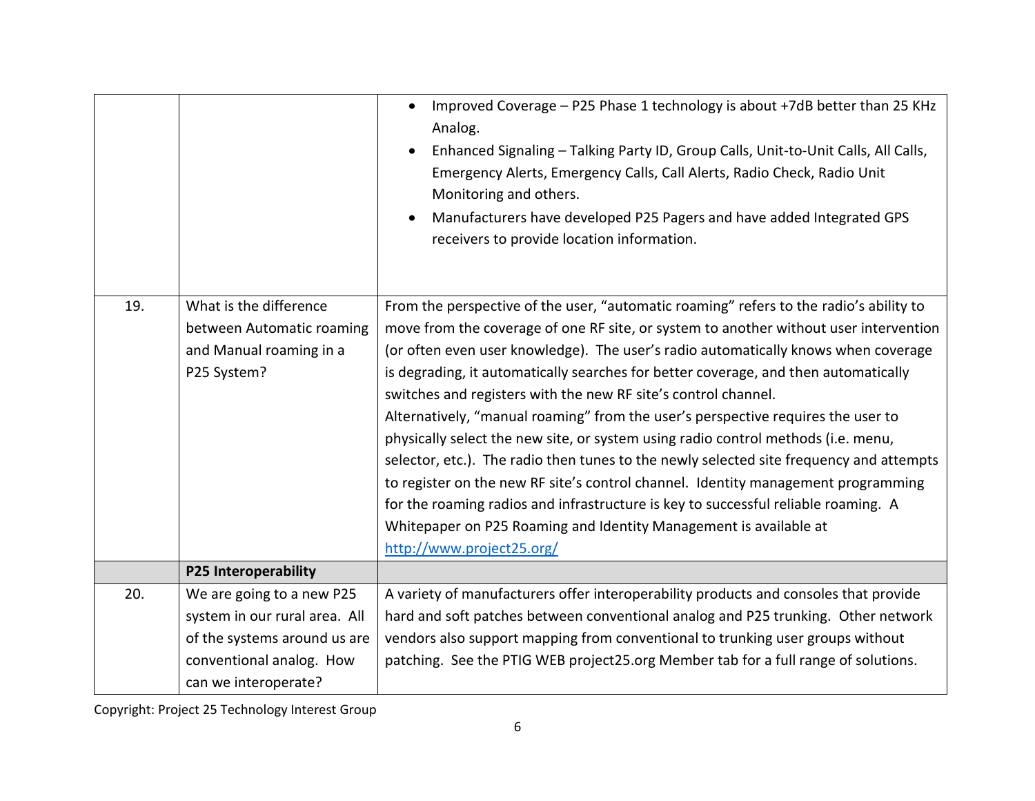| | | |
|---|---|---|
| | | • Improved Coverage – P25 Phase 1 technology is about +7dB better than 25 KHz Analog.<br>• Enhanced Signaling – Talking Party ID, Group Calls, Unit-to-Unit Calls, All Calls, Emergency Alerts, Emergency Calls, Call Alerts, Radio Check, Radio Unit Monitoring and others.<br>• Manufacturers have developed P25 Pagers and have added Integrated GPS receivers to provide location information. |
| 19. | What is the difference between Automatic roaming and Manual roaming in a P25 System? | From the perspective of the user, "automatic roaming" refers to the radio's ability to move from the coverage of one RF site, or system to another without user intervention (or often even user knowledge). The user's radio automatically knows when coverage is degrading, it automatically searches for better coverage, and then automatically switches and registers with the new RF site's control channel.<br>Alternatively, "manual roaming" from the user's perspective requires the user to physically select the new site, or system using radio control methods (i.e. menu, selector, etc.). The radio then tunes to the newly selected site frequency and attempts to register on the new RF site's control channel. Identity management programming for the roaming radios and infrastructure is key to successful reliable roaming. A Whitepaper on P25 Roaming and Identity Management is available at [http://www.project25.org/](http://www.project25.org/) |
| | **P25 Interoperability** | |
| 20. | We are going to a new P25 system in our rural area. All of the systems around us are conventional analog. How can we interoperate? | A variety of manufacturers offer interoperability products and consoles that provide hard and soft patches between conventional analog and P25 trunking. Other network vendors also support mapping from conventional to trunking user groups without patching. See the PTIG WEB project25.org Member tab for a full range of solutions. |

Copyright: Project 25 Technology Interest Group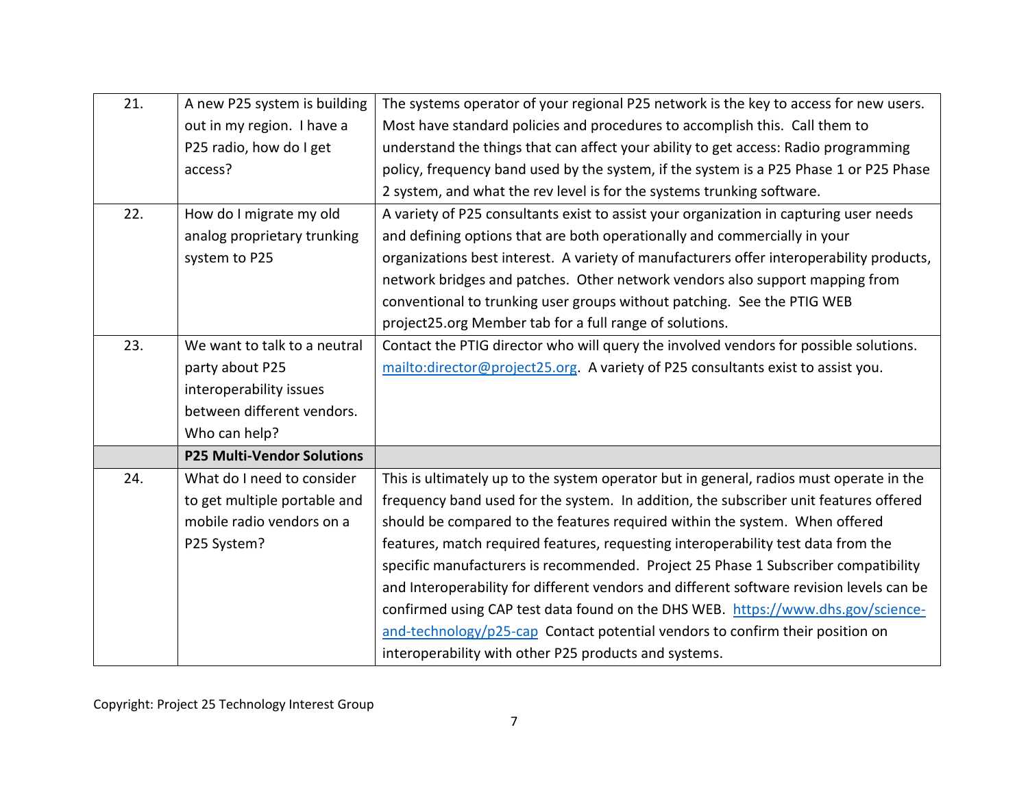| | | |
|---|---|---|
| 21. | A new P25 system is building out in my region. I have a P25 radio, how do I get access? | The systems operator of your regional P25 network is the key to access for new users. Most have standard policies and procedures to accomplish this. Call them to understand the things that can affect your ability to get access: Radio programming policy, frequency band used by the system, if the system is a P25 Phase 1 or P25 Phase 2 system, and what the rev level is for the systems trunking software. |
| 22. | How do I migrate my old analog proprietary trunking system to P25 | A variety of P25 consultants exist to assist your organization in capturing user needs and defining options that are both operationally and commercially in your organizations best interest. A variety of manufacturers offer interoperability products, network bridges and patches. Other network vendors also support mapping from conventional to trunking user groups without patching. See the PTIG WEB project25.org Member tab for a full range of solutions. |
| 23. | We want to talk to a neutral party about P25 interoperability issues between different vendors. Who can help? | Contact the PTIG director who will query the involved vendors for possible solutions. [mailto:director@project25.org](mailto:director@project25.org). A variety of P25 consultants exist to assist you. |
| | **P25 Multi-Vendor Solutions** | |
| 24. | What do I need to consider to get multiple portable and mobile radio vendors on a P25 System? | This is ultimately up to the system operator but in general, radios must operate in the frequency band used for the system. In addition, the subscriber unit features offered should be compared to the features required within the system. When offered features, match required features, requesting interoperability test data from the specific manufacturers is recommended. Project 25 Phase 1 Subscriber compatibility and Interoperability for different vendors and different software revision levels can be confirmed using CAP test data found on the DHS WEB. [https://www.dhs.gov/science-and-technology/p25-cap](https://www.dhs.gov/science-and-technology/p25-cap) Contact potential vendors to confirm their position on interoperability with other P25 products and systems. |

Copyright: Project 25 Technology Interest Group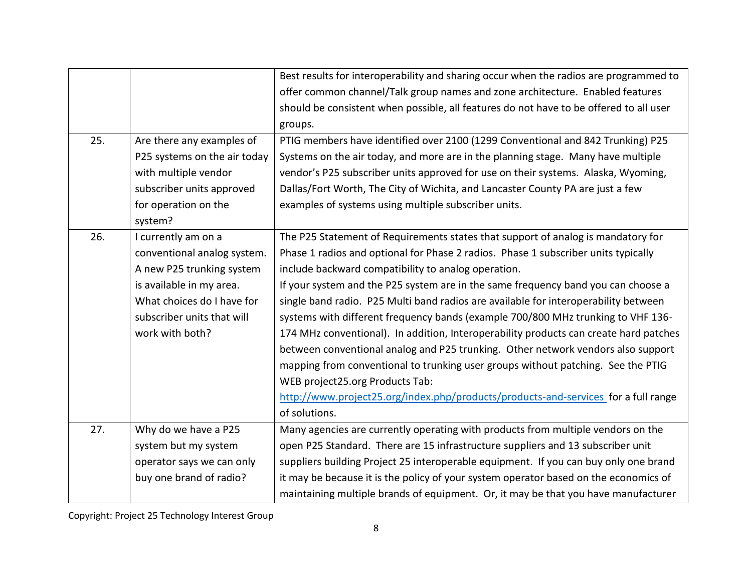| | | |
|---|---|---|
| | | Best results for interoperability and sharing occur when the radios are programmed to offer common channel/Talk group names and zone architecture. Enabled features should be consistent when possible, all features do not have to be offered to all user groups. |
| 25. | Are there any examples of P25 systems on the air today with multiple vendor subscriber units approved for operation on the system? | PTIG members have identified over 2100 (1299 Conventional and 842 Trunking) P25 Systems on the air today, and more are in the planning stage. Many have multiple vendor's P25 subscriber units approved for use on their systems. Alaska, Wyoming, Dallas/Fort Worth, The City of Wichita, and Lancaster County PA are just a few examples of systems using multiple subscriber units. |
| 26. | I currently am on a conventional analog system. A new P25 trunking system is available in my area. What choices do I have for subscriber units that will work with both? | The P25 Statement of Requirements states that support of analog is mandatory for Phase 1 radios and optional for Phase 2 radios. Phase 1 subscriber units typically include backward compatibility to analog operation.<br>If your system and the P25 system are in the same frequency band you can choose a single band radio. P25 Multi band radios are available for interoperability between systems with different frequency bands (example 700/800 MHz trunking to VHF 136-174 MHz conventional). In addition, Interoperability products can create hard patches between conventional analog and P25 trunking. Other network vendors also support mapping from conventional to trunking user groups without patching. See the PTIG WEB project25.org Products Tab: [http://www.project25.org/index.php/products/products-and-services](http://www.project25.org/index.php/products/products-and-services) for a full range of solutions. |
| 27. | Why do we have a P25 system but my system operator says we can only buy one brand of radio? | Many agencies are currently operating with products from multiple vendors on the open P25 Standard. There are 15 infrastructure suppliers and 13 subscriber unit suppliers building Project 25 interoperable equipment. If you can buy only one brand it may be because it is the policy of your system operator based on the economics of maintaining multiple brands of equipment. Or, it may be that you have manufacturer |

Copyright: Project 25 Technology Interest Group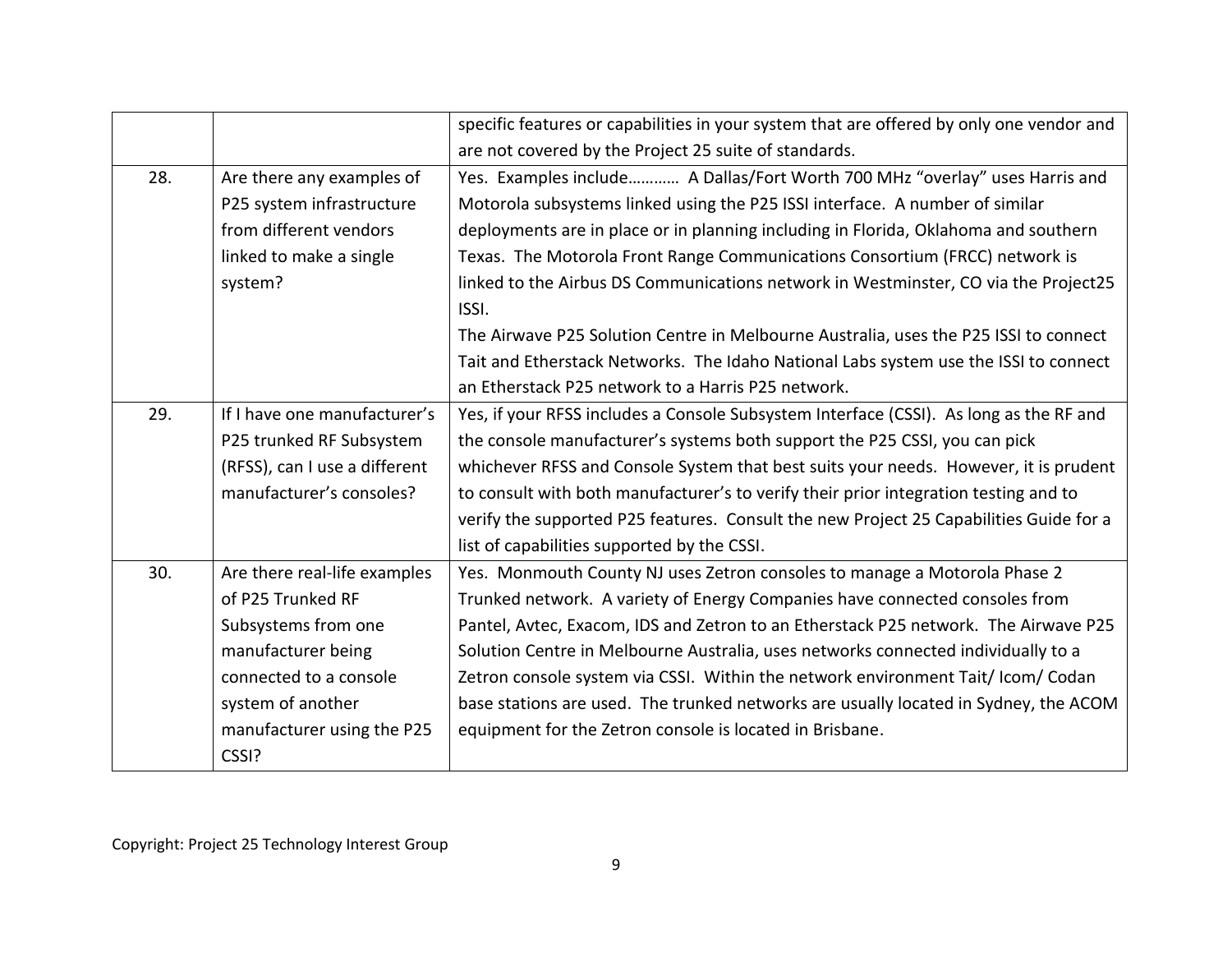| | | |
|---|---|---|
| | | specific features or capabilities in your system that are offered by only one vendor and are not covered by the Project 25 suite of standards. |
| 28. | Are there any examples of P25 system infrastructure from different vendors linked to make a single system? | Yes. Examples include………… A Dallas/Fort Worth 700 MHz "overlay" uses Harris and Motorola subsystems linked using the P25 ISSI interface. A number of similar deployments are in place or in planning including in Florida, Oklahoma and southern Texas. The Motorola Front Range Communications Consortium (FRCC) network is linked to the Airbus DS Communications network in Westminster, CO via the Project25 ISSI.<br>The Airwave P25 Solution Centre in Melbourne Australia, uses the P25 ISSI to connect Tait and Etherstack Networks. The Idaho National Labs system use the ISSI to connect an Etherstack P25 network to a Harris P25 network. |
| 29. | If I have one manufacturer's P25 trunked RF Subsystem (RFSS), can I use a different manufacturer's consoles? | Yes, if your RFSS includes a Console Subsystem Interface (CSSI). As long as the RF and the console manufacturer's systems both support the P25 CSSI, you can pick whichever RFSS and Console System that best suits your needs. However, it is prudent to consult with both manufacturer's to verify their prior integration testing and to verify the supported P25 features. Consult the new Project 25 Capabilities Guide for a list of capabilities supported by the CSSI. |
| 30. | Are there real-life examples of P25 Trunked RF Subsystems from one manufacturer being connected to a console system of another manufacturer using the P25 CSSI? | Yes. Monmouth County NJ uses Zetron consoles to manage a Motorola Phase 2 Trunked network. A variety of Energy Companies have connected consoles from Pantel, Avtec, Exacom, IDS and Zetron to an Etherstack P25 network. The Airwave P25 Solution Centre in Melbourne Australia, uses networks connected individually to a Zetron console system via CSSI. Within the network environment Tait/ Icom/ Codan base stations are used. The trunked networks are usually located in Sydney, the ACOM equipment for the Zetron console is located in Brisbane. |

Copyright: Project 25 Technology Interest Group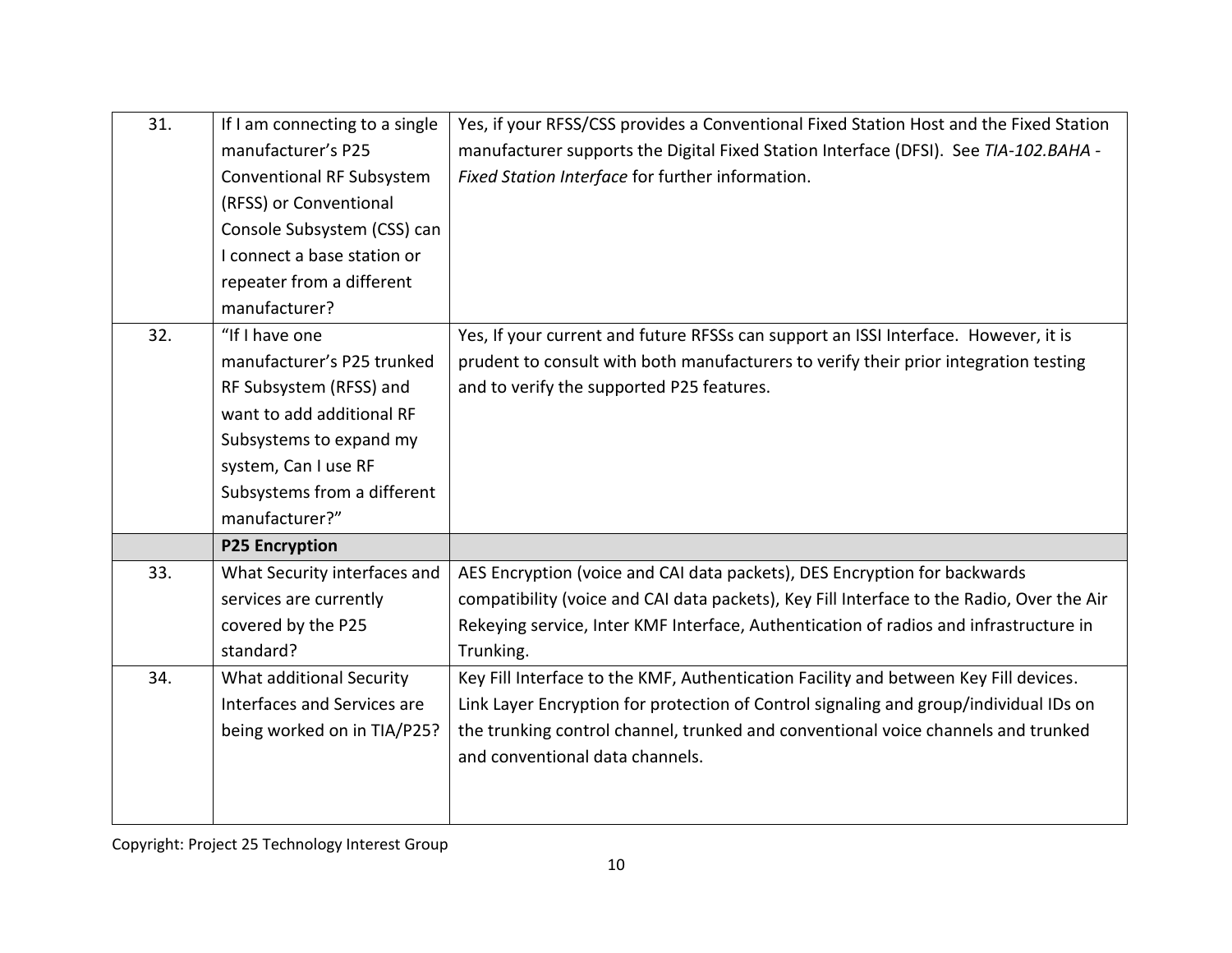| | | |
|---|---|---|
| 31. | If I am connecting to a single manufacturer's P25 Conventional RF Subsystem (RFSS) or Conventional Console Subsystem (CSS) can I connect a base station or repeater from a different manufacturer? | Yes, if your RFSS/CSS provides a Conventional Fixed Station Host and the Fixed Station manufacturer supports the Digital Fixed Station Interface (DFSI). See *TIA-102.BAHA - Fixed Station Interface* for further information. |
| 32. | "If I have one manufacturer's P25 trunked RF Subsystem (RFSS) and want to add additional RF Subsystems to expand my system, Can I use RF Subsystems from a different manufacturer?" | Yes, If your current and future RFSSs can support an ISSI Interface. However, it is prudent to consult with both manufacturers to verify their prior integration testing and to verify the supported P25 features. |
| | **P25 Encryption** | |
| 33. | What Security interfaces and services are currently covered by the P25 standard? | AES Encryption (voice and CAI data packets), DES Encryption for backwards compatibility (voice and CAI data packets), Key Fill Interface to the Radio, Over the Air Rekeying service, Inter KMF Interface, Authentication of radios and infrastructure in Trunking. |
| 34. | What additional Security Interfaces and Services are being worked on in TIA/P25? | Key Fill Interface to the KMF, Authentication Facility and between Key Fill devices. Link Layer Encryption for protection of Control signaling and group/individual IDs on the trunking control channel, trunked and conventional voice channels and trunked and conventional data channels. |

Copyright: Project 25 Technology Interest Group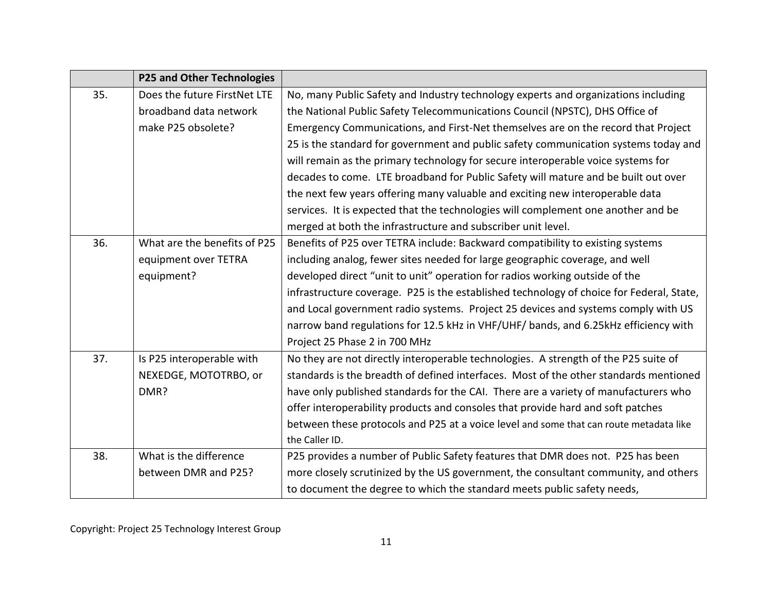| | **P25 and Other Technologies** | |
|---|---|---|
| 35. | Does the future FirstNet LTE broadband data network make P25 obsolete? | No, many Public Safety and Industry technology experts and organizations including the National Public Safety Telecommunications Council (NPSTC), DHS Office of Emergency Communications, and First-Net themselves are on the record that Project 25 is the standard for government and public safety communication systems today and will remain as the primary technology for secure interoperable voice systems for decades to come. LTE broadband for Public Safety will mature and be built out over the next few years offering many valuable and exciting new interoperable data services. It is expected that the technologies will complement one another and be merged at both the infrastructure and subscriber unit level. |
| 36. | What are the benefits of P25 equipment over TETRA equipment? | Benefits of P25 over TETRA include: Backward compatibility to existing systems including analog, fewer sites needed for large geographic coverage, and well developed direct "unit to unit" operation for radios working outside of the infrastructure coverage. P25 is the established technology of choice for Federal, State, and Local government radio systems. Project 25 devices and systems comply with US narrow band regulations for 12.5 kHz in VHF/UHF/ bands, and 6.25kHz efficiency with Project 25 Phase 2 in 700 MHz |
| 37. | Is P25 interoperable with NEXEDGE, MOTOTRBO, or DMR? | No they are not directly interoperable technologies. A strength of the P25 suite of standards is the breadth of defined interfaces. Most of the other standards mentioned have only published standards for the CAI. There are a variety of manufacturers who offer interoperability products and consoles that provide hard and soft patches between these protocols and P25 at a voice level and some that can route metadata like the Caller ID. |
| 38. | What is the difference between DMR and P25? | P25 provides a number of Public Safety features that DMR does not. P25 has been more closely scrutinized by the US government, the consultant community, and others to document the degree to which the standard meets public safety needs, |

Copyright: Project 25 Technology Interest Group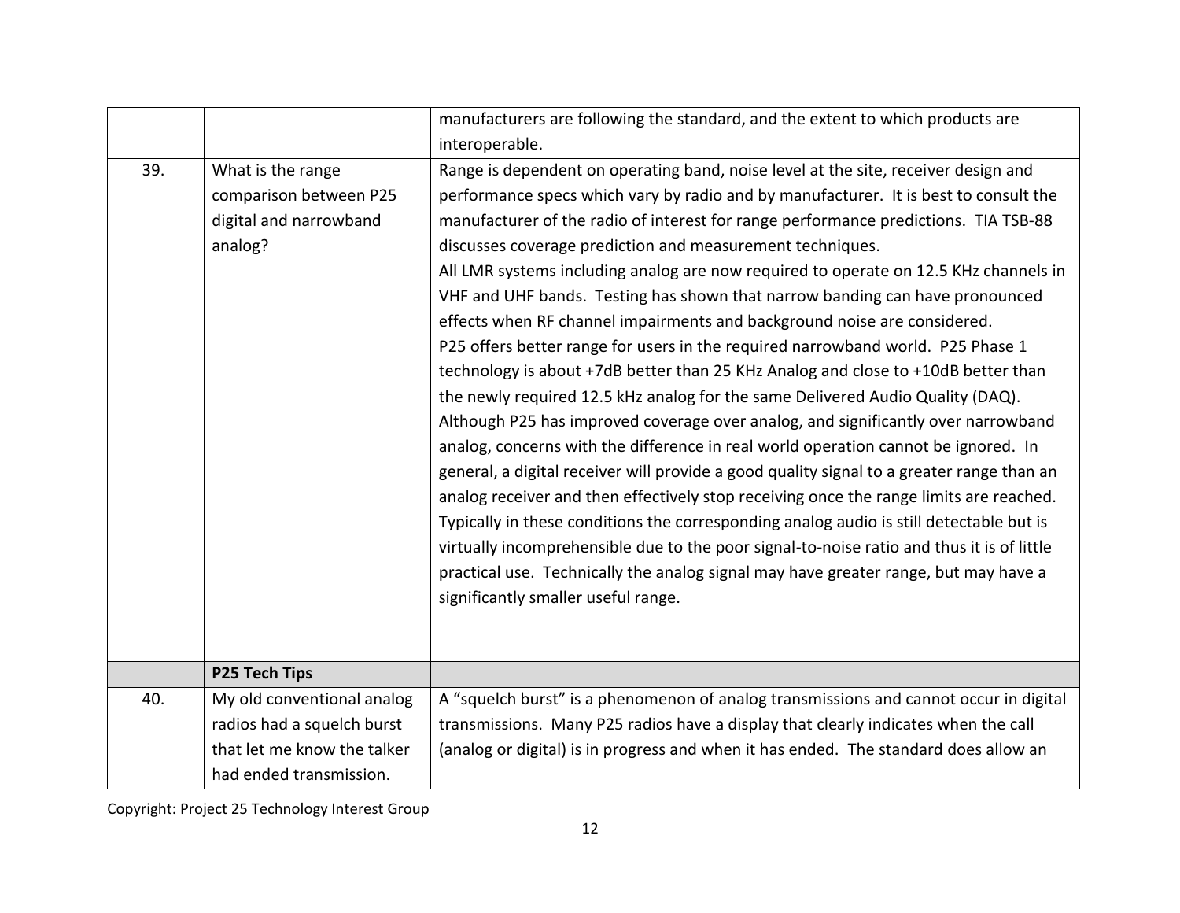| | | |
|---|---|---|
| | | manufacturers are following the standard, and the extent to which products are interoperable. |
| 39. | What is the range comparison between P25 digital and narrowband analog? | Range is dependent on operating band, noise level at the site, receiver design and performance specs which vary by radio and by manufacturer. It is best to consult the manufacturer of the radio of interest for range performance predictions. TIA TSB-88 discusses coverage prediction and measurement techniques.<br>All LMR systems including analog are now required to operate on 12.5 KHz channels in VHF and UHF bands. Testing has shown that narrow banding can have pronounced effects when RF channel impairments and background noise are considered.<br>P25 offers better range for users in the required narrowband world. P25 Phase 1 technology is about +7dB better than 25 KHz Analog and close to +10dB better than the newly required 12.5 kHz analog for the same Delivered Audio Quality (DAQ).<br>Although P25 has improved coverage over analog, and significantly over narrowband analog, concerns with the difference in real world operation cannot be ignored. In general, a digital receiver will provide a good quality signal to a greater range than an analog receiver and then effectively stop receiving once the range limits are reached. Typically in these conditions the corresponding analog audio is still detectable but is virtually incomprehensible due to the poor signal-to-noise ratio and thus it is of little practical use. Technically the analog signal may have greater range, but may have a significantly smaller useful range. |
| | **P25 Tech Tips** | |
| 40. | My old conventional analog radios had a squelch burst that let me know the talker had ended transmission. | A "squelch burst" is a phenomenon of analog transmissions and cannot occur in digital transmissions. Many P25 radios have a display that clearly indicates when the call (analog or digital) is in progress and when it has ended. The standard does allow an |

Copyright: Project 25 Technology Interest Group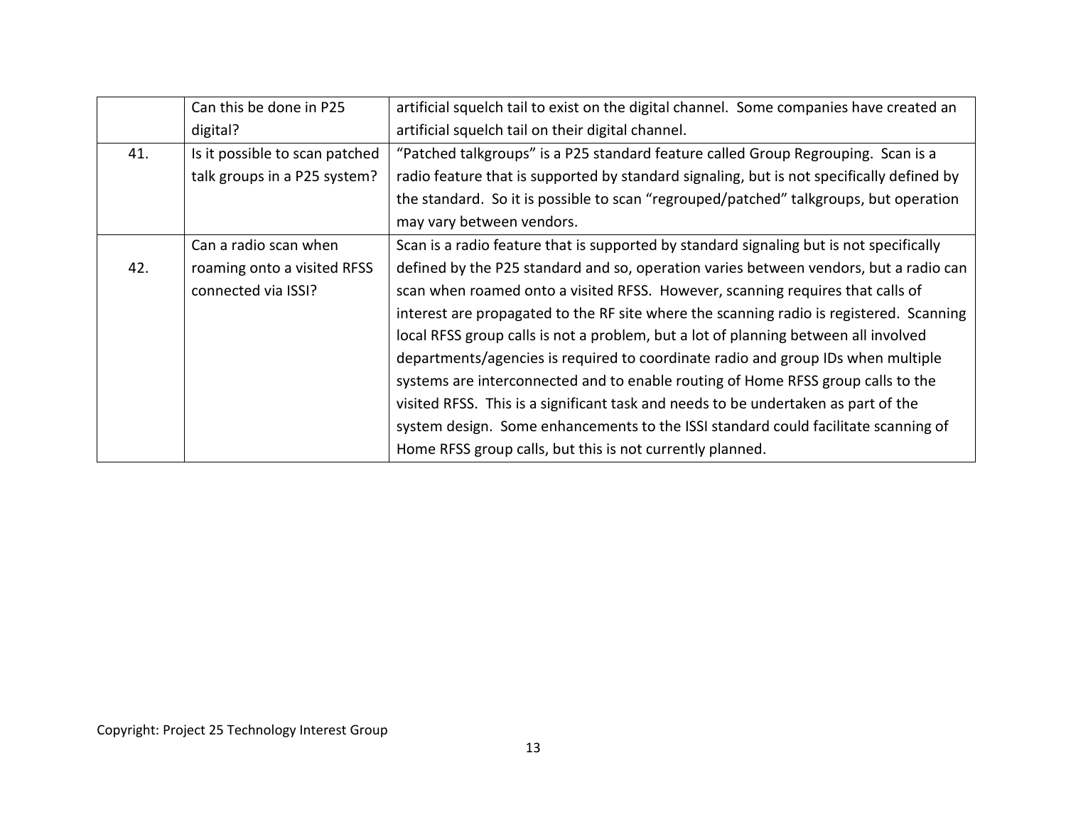| | | |
|---|---|---|
| | Can this be done in P25 digital? | artificial squelch tail to exist on the digital channel. Some companies have created an artificial squelch tail on their digital channel. |
| 41. | Is it possible to scan patched talk groups in a P25 system? | "Patched talkgroups" is a P25 standard feature called Group Regrouping. Scan is a radio feature that is supported by standard signaling, but is not specifically defined by the standard. So it is possible to scan "regrouped/patched" talkgroups, but operation may vary between vendors. |
| 42. | Can a radio scan when roaming onto a visited RFSS connected via ISSI? | Scan is a radio feature that is supported by standard signaling but is not specifically defined by the P25 standard and so, operation varies between vendors, but a radio can scan when roamed onto a visited RFSS. However, scanning requires that calls of interest are propagated to the RF site where the scanning radio is registered. Scanning local RFSS group calls is not a problem, but a lot of planning between all involved departments/agencies is required to coordinate radio and group IDs when multiple systems are interconnected and to enable routing of Home RFSS group calls to the visited RFSS. This is a significant task and needs to be undertaken as part of the system design. Some enhancements to the ISSI standard could facilitate scanning of Home RFSS group calls, but this is not currently planned. |

Copyright: Project 25 Technology Interest Group